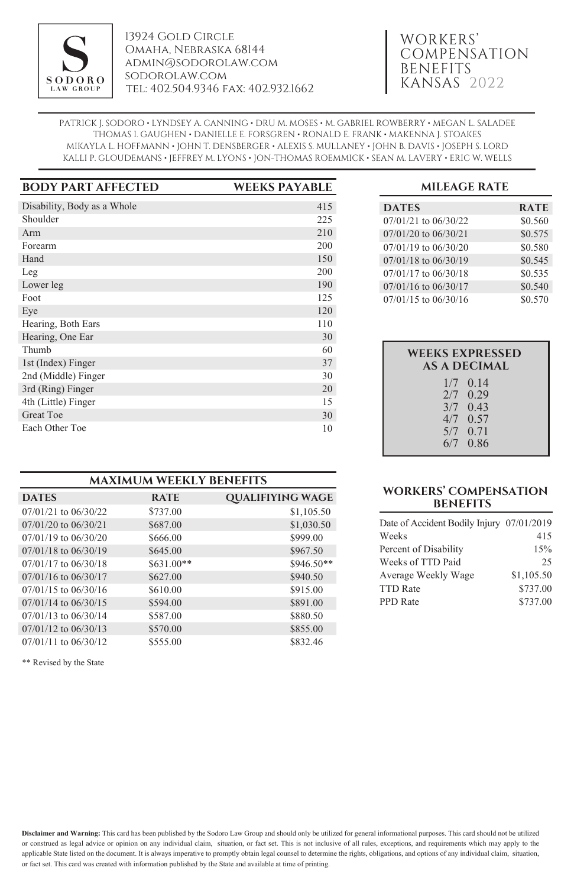**SODORO**
LAW GROUP

13924 Gold Circle
Omaha, Nebraska 68144
admin@sodorolaw.com
sodorolaw.com
Tel: 402.504.9346 Fax: 402.932.1662

# WORKERS' COMPENSATION BENEFITS KANSAS 2022

PATRICK J. SODORO • LYNDSEY A. CANNING • DRU M. MOSES • M. GABRIEL ROWBERRY • MEGAN L. SALADEE
THOMAS I. GAUGHEN • DANIELLE E. FORSGREN • RONALD E. FRANK • MAKENNA J. STOAKES
MIKAYLA L. HOFFMANN • JOHN T. DENSBERGER • ALEXIS S. MULLANEY • JOHN B. DAVIS • JOSEPH S. LORD
KALLI P. GLOUDEMANS • JEFFREY M. LYONS • JON-THOMAS ROEMMICK • SEAN M. LAVERY • ERIC W. WELLS

| BODY PART AFFECTED | WEEKS PAYABLE |
|---|---|
| Disability, Body as a Whole | 415 |
| Shoulder | 225 |
| Arm | 210 |
| Forearm | 200 |
| Hand | 150 |
| Leg | 200 |
| Lower leg | 190 |
| Foot | 125 |
| Eye | 120 |
| Hearing, Both Ears | 110 |
| Hearing, One Ear | 30 |
| Thumb | 60 |
| 1st (Index) Finger | 37 |
| 2nd (Middle) Finger | 30 |
| 3rd (Ring) Finger | 20 |
| 4th (Little) Finger | 15 |
| Great Toe | 30 |
| Each Other Toe | 10 |

## MILEAGE RATE

| DATES | RATE |
|---|---|
| 07/01/21 to 06/30/22 | $0.560 |
| 07/01/20 to 06/30/21 | $0.575 |
| 07/01/19 to 06/30/20 | $0.580 |
| 07/01/18 to 06/30/19 | $0.545 |
| 07/01/17 to 06/30/18 | $0.535 |
| 07/01/16 to 06/30/17 | $0.540 |
| 07/01/15 to 06/30/16 | $0.570 |

## WEEKS EXPRESSED AS A DECIMAL

| | |
|---|---|
| 1/7 | 0.14 |
| 2/7 | 0.29 |
| 3/7 | 0.43 |
| 4/7 | 0.57 |
| 5/7 | 0.71 |
| 6/7 | 0.86 |

## MAXIMUM WEEKLY BENEFITS

| DATES | RATE | QUALIFIYING WAGE |
|---|---|---|
| 07/01/21 to 06/30/22 | $737.00 | $1,105.50 |
| 07/01/20 to 06/30/21 | $687.00 | $1,030.50 |
| 07/01/19 to 06/30/20 | $666.00 | $999.00 |
| 07/01/18 to 06/30/19 | $645.00 | $967.50 |
| 07/01/17 to 06/30/18 | $631.00** | $946.50** |
| 07/01/16 to 06/30/17 | $627.00 | $940.50 |
| 07/01/15 to 06/30/16 | $610.00 | $915.00 |
| 07/01/14 to 06/30/15 | $594.00 | $891.00 |
| 07/01/13 to 06/30/14 | $587.00 | $880.50 |
| 07/01/12 to 06/30/13 | $570.00 | $855.00 |
| 07/01/11 to 06/30/12 | $555.00 | $832.46 |

** Revised by the State

## WORKERS' COMPENSATION BENEFITS

| | |
|---|---|
| Date of Accident Bodily Injury | 07/01/2019 |
| Weeks | 415 |
| Percent of Disability | 15% |
| Weeks of TTD Paid | 25 |
| Average Weekly Wage | $1,105.50 |
| TTD Rate | $737.00 |
| PPD Rate | $737.00 |

**Disclaimer and Warning:** This card has been published by the Sodoro Law Group and should only be utilized for general informational purposes. This card should not be utilized or construed as legal advice or opinion on any individual claim, situation, or fact set. This is not inclusive of all rules, exceptions, and requirements which may apply to the applicable State listed on the document. It is always imperative to promptly obtain legal counsel to determine the rights, obligations, and options of any individual claim, situation, or fact set. This card was created with information published by the State and available at time of printing.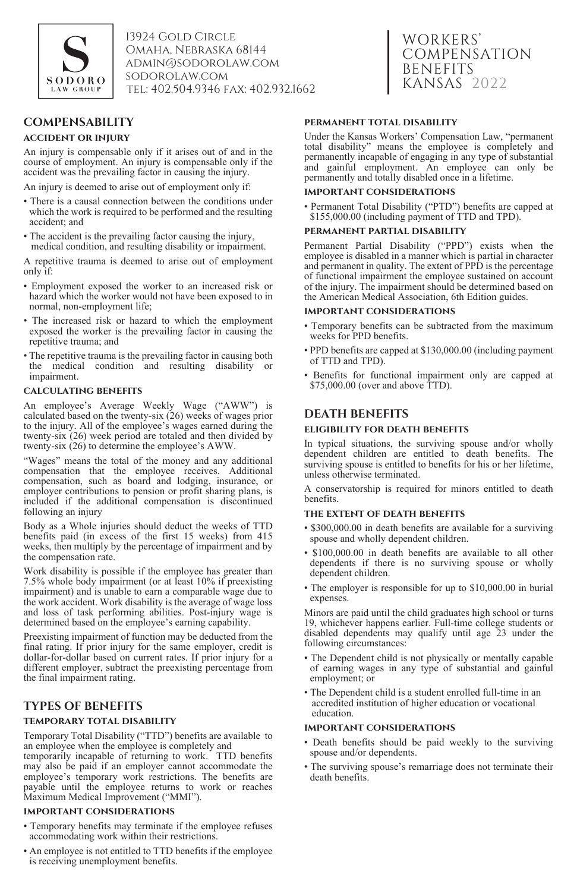13924 Gold Circle
Omaha, Nebraska 68144
admin@sodorolaw.com
sodorolaw.com
Tel: 402.504.9346 Fax: 402.932.1662

# Workers' Compensation Benefits Kansas 2022

## COMPENSABILITY

### ACCIDENT OR INJURY

An injury is compensable only if it arises out of and in the course of employment. An injury is compensable only if the accident was the prevailing factor in causing the injury.

An injury is deemed to arise out of employment only if:

- There is a causal connection between the conditions under which the work is required to be performed and the resulting accident; and
- The accident is the prevailing factor causing the injury, medical condition, and resulting disability or impairment.

A repetitive trauma is deemed to arise out of employment only if:

- Employment exposed the worker to an increased risk or hazard which the worker would not have been exposed to in normal, non-employment life;
- The increased risk or hazard to which the employment exposed the worker is the prevailing factor in causing the repetitive trauma; and
- The repetitive trauma is the prevailing factor in causing both the medical condition and resulting disability or impairment.

### CALCULATING BENEFITS

An employee's Average Weekly Wage ("AWW") is calculated based on the twenty-six (26) weeks of wages prior to the injury. All of the employee's wages earned during the twenty-six (26) week period are totaled and then divided by twenty-six (26) to determine the employee's AWW.

"Wages" means the total of the money and any additional compensation that the employee receives. Additional compensation, such as board and lodging, insurance, or employer contributions to pension or profit sharing plans, is included if the additional compensation is discontinued following an injury

Body as a Whole injuries should deduct the weeks of TTD benefits paid (in excess of the first 15 weeks) from 415 weeks, then multiply by the percentage of impairment and by the compensation rate.

Work disability is possible if the employee has greater than 7.5% whole body impairment (or at least 10% if preexisting impairment) and is unable to earn a comparable wage due to the work accident. Work disability is the average of wage loss and loss of task performing abilities. Post-injury wage is determined based on the employee's earning capability.

Preexisting impairment of function may be deducted from the final rating. If prior injury for the same employer, credit is dollar-for-dollar based on current rates. If prior injury for a different employer, subtract the preexisting percentage from the final impairment rating.

## TYPES OF BENEFITS

### TEMPORARY TOTAL DISABILITY

Temporary Total Disability ("TTD") benefits are available to an employee when the employee is completely and temporarily incapable of returning to work. TTD benefits may also be paid if an employer cannot accommodate the employee's temporary work restrictions. The benefits are payable until the employee returns to work or reaches Maximum Medical Improvement ("MMI").

### IMPORTANT CONSIDERATIONS

- Temporary benefits may terminate if the employee refuses accommodating work within their restrictions.
- An employee is not entitled to TTD benefits if the employee is receiving unemployment benefits.

### PERMANENT TOTAL DISABILITY

Under the Kansas Workers' Compensation Law, "permanent total disability" means the employee is completely and permanently incapable of engaging in any type of substantial and gainful employment. An employee can only be permanently and totally disabled once in a lifetime.

### IMPORTANT CONSIDERATIONS

- Permanent Total Disability ("PTD") benefits are capped at $155,000.00 (including payment of TTD and TPD).

### PERMANENT PARTIAL DISABILITY

Permanent Partial Disability ("PPD") exists when the employee is disabled in a manner which is partial in character and permanent in quality. The extent of PPD is the percentage of functional impairment the employee sustained on account of the injury. The impairment should be determined based on the American Medical Association, 6th Edition guides.

### IMPORTANT CONSIDERATIONS

- Temporary benefits can be subtracted from the maximum weeks for PPD benefits.
- PPD benefits are capped at $130,000.00 (including payment of TTD and TPD).
- Benefits for functional impairment only are capped at $75,000.00 (over and above TTD).

## DEATH BENEFITS

### ELIGIBILITY FOR DEATH BENEFITS

In typical situations, the surviving spouse and/or wholly dependent children are entitled to death benefits. The surviving spouse is entitled to benefits for his or her lifetime, unless otherwise terminated.

A conservatorship is required for minors entitled to death benefits.

### THE EXTENT OF DEATH BENEFITS

- $300,000.00 in death benefits are available for a surviving spouse and wholly dependent children.
- $100,000.00 in death benefits are available to all other dependents if there is no surviving spouse or wholly dependent children.
- The employer is responsible for up to $10,000.00 in burial expenses.

Minors are paid until the child graduates high school or turns 19, whichever happens earlier. Full-time college students or disabled dependents may qualify until age 23 under the following circumstances:

- The Dependent child is not physically or mentally capable of earning wages in any type of substantial and gainful employment; or
- The Dependent child is a student enrolled full-time in an accredited institution of higher education or vocational education.

### IMPORTANT CONSIDERATIONS

- Death benefits should be paid weekly to the surviving spouse and/or dependents.
- The surviving spouse's remarriage does not terminate their death benefits.